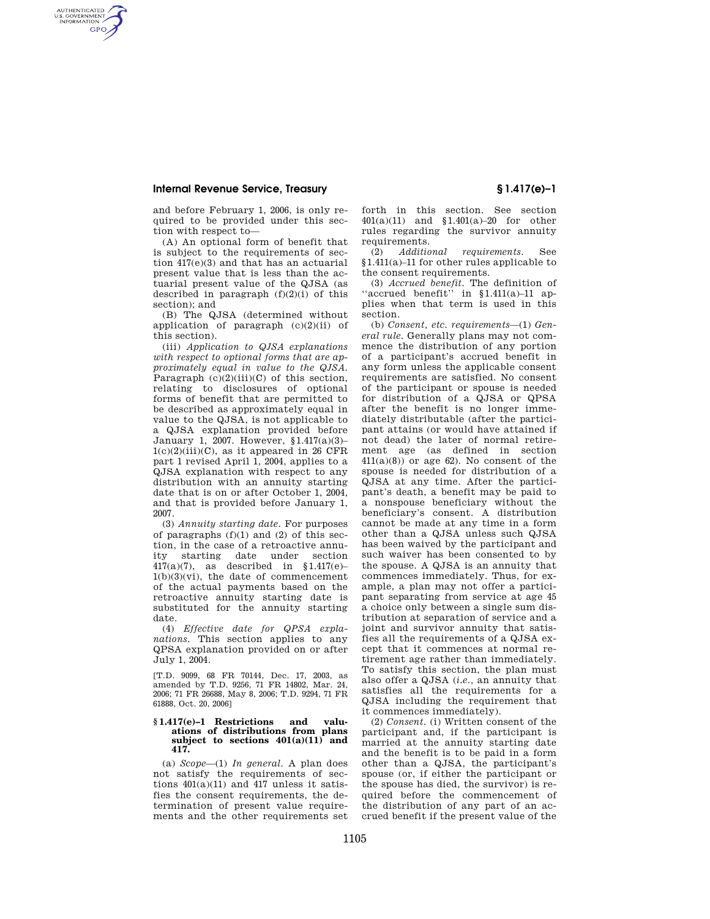and before February 1, 2006, is only required to be provided under this section with respect to—

(A) An optional form of benefit that is subject to the requirements of section 417(e)(3) and that has an actuarial present value that is less than the actuarial present value of the QJSA (as described in paragraph (f)(2)(i) of this section); and

(B) The QJSA (determined without application of paragraph (c)(2)(ii) of this section).

(iii) *Application to QJSA explanations with respect to optional forms that are approximately equal in value to the QJSA.* Paragraph (c)(2)(iii)(C) of this section, relating to disclosures of optional forms of benefit that are permitted to be described as approximately equal in value to the QJSA, is not applicable to a QJSA explanation provided before January 1, 2007. However, §1.417(a)(3)–1(c)(2)(iii)(C), as it appeared in 26 CFR part 1 revised April 1, 2004, applies to a QJSA explanation with respect to any distribution with an annuity starting date that is on or after October 1, 2004, and that is provided before January 1, 2007.

(3) *Annuity starting date.* For purposes of paragraphs (f)(1) and (2) of this section, in the case of a retroactive annuity starting date under section 417(a)(7), as described in §1.417(e)–1(b)(3)(vi), the date of commencement of the actual payments based on the retroactive annuity starting date is substituted for the annuity starting date.

(4) *Effective date for QPSA explanations.* This section applies to any QPSA explanation provided on or after July 1, 2004.

[T.D. 9099, 68 FR 70144, Dec. 17, 2003, as amended by T.D. 9256, 71 FR 14802, Mar. 24, 2006; 71 FR 26688, May 8, 2006; T.D. 9294, 71 FR 61888, Oct. 20, 2006]

### §1.417(e)–1 Restrictions and valuations of distributions from plans subject to sections 401(a)(11) and 417.

(a) *Scope*—(1) *In general.* A plan does not satisfy the requirements of sections 401(a)(11) and 417 unless it satisfies the consent requirements, the determination of present value requirements and the other requirements set forth in this section. See section 401(a)(11) and §1.401(a)–20 for other rules regarding the survivor annuity requirements.

(2) *Additional requirements.* See §1.411(a)–11 for other rules applicable to the consent requirements.

(3) *Accrued benefit.* The definition of ''accrued benefit'' in §1.411(a)–11 applies when that term is used in this section.

(b) *Consent, etc. requirements*—(1) *General rule.* Generally plans may not commence the distribution of any portion of a participant's accrued benefit in any form unless the applicable consent requirements are satisfied. No consent of the participant or spouse is needed for distribution of a QJSA or QPSA after the benefit is no longer immediately distributable (after the participant attains (or would have attained if not dead) the later of normal retirement age (as defined in section 411(a)(8)) or age 62). No consent of the spouse is needed for distribution of a QJSA at any time. After the participant's death, a benefit may be paid to a nonspouse beneficiary without the beneficiary's consent. A distribution cannot be made at any time in a form other than a QJSA unless such QJSA has been waived by the participant and such waiver has been consented to by the spouse. A QJSA is an annuity that commences immediately. Thus, for example, a plan may not offer a participant separating from service at age 45 a choice only between a single sum distribution at separation of service and a joint and survivor annuity that satisfies all the requirements of a QJSA except that it commences at normal retirement age rather than immediately. To satisfy this section, the plan must also offer a QJSA (*i.e.,* an annuity that satisfies all the requirements for a QJSA including the requirement that it commences immediately).

(2) *Consent.* (i) Written consent of the participant and, if the participant is married at the annuity starting date and the benefit is to be paid in a form other than a QJSA, the participant's spouse (or, if either the participant or the spouse has died, the survivor) is required before the commencement of the distribution of any part of an accrued benefit if the present value of the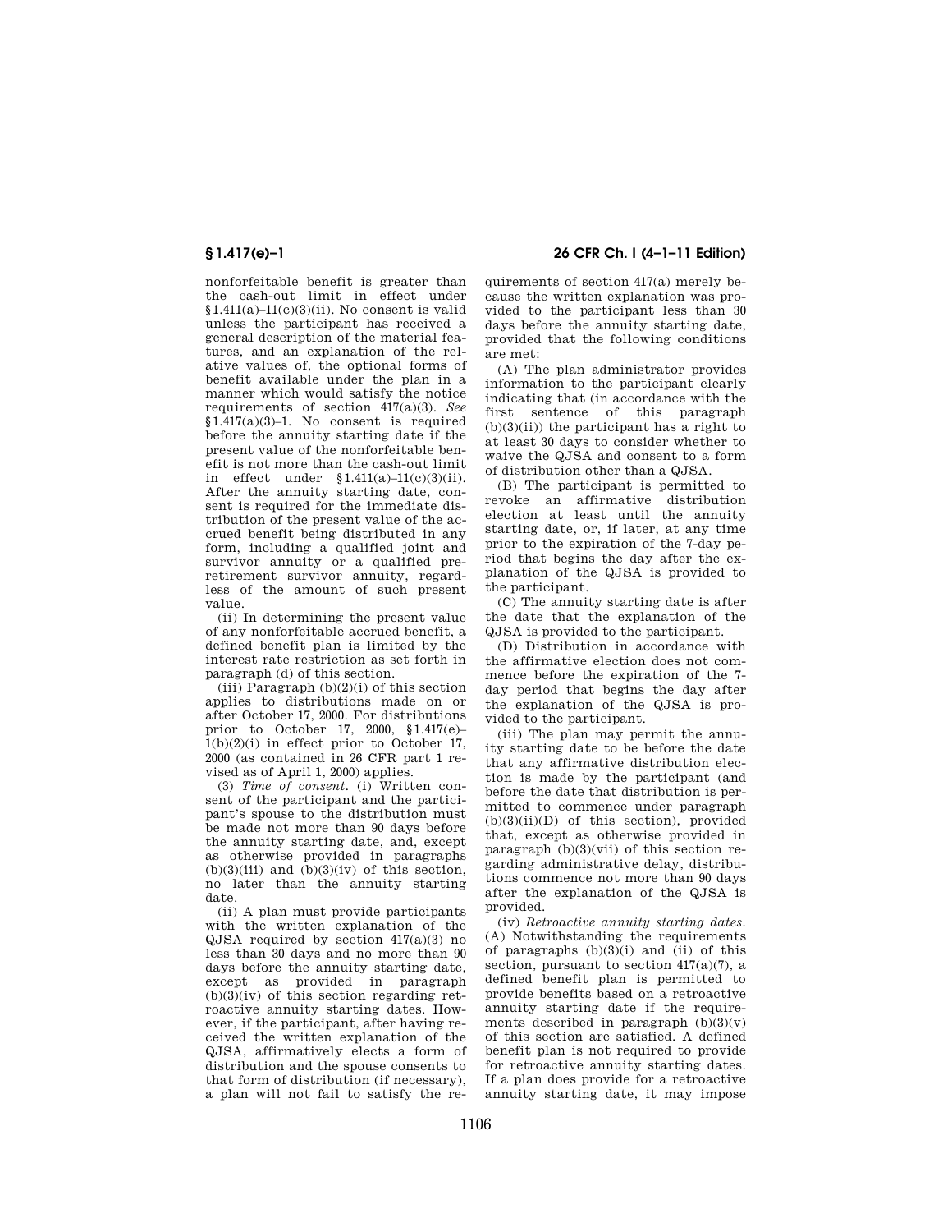nonforfeitable benefit is greater than the cash-out limit in effect under §1.411(a)–11(c)(3)(ii). No consent is valid unless the participant has received a general description of the material features, and an explanation of the relative values of, the optional forms of benefit available under the plan in a manner which would satisfy the notice requirements of section 417(a)(3). *See* §1.417(a)(3)–1. No consent is required before the annuity starting date if the present value of the nonforfeitable benefit is not more than the cash-out limit in effect under §1.411(a)–11(c)(3)(ii). After the annuity starting date, consent is required for the immediate distribution of the present value of the accrued benefit being distributed in any form, including a qualified joint and survivor annuity or a qualified preretirement survivor annuity, regardless of the amount of such present value.

(ii) In determining the present value of any nonforfeitable accrued benefit, a defined benefit plan is limited by the interest rate restriction as set forth in paragraph (d) of this section.

(iii) Paragraph (b)(2)(i) of this section applies to distributions made on or after October 17, 2000. For distributions prior to October 17, 2000, §1.417(e)–1(b)(2)(i) in effect prior to October 17, 2000 (as contained in 26 CFR part 1 revised as of April 1, 2000) applies.

(3) *Time of consent.* (i) Written consent of the participant and the participant's spouse to the distribution must be made not more than 90 days before the annuity starting date, and, except as otherwise provided in paragraphs (b)(3)(iii) and (b)(3)(iv) of this section, no later than the annuity starting date.

(ii) A plan must provide participants with the written explanation of the QJSA required by section 417(a)(3) no less than 30 days and no more than 90 days before the annuity starting date, except as provided in paragraph (b)(3)(iv) of this section regarding retroactive annuity starting dates. However, if the participant, after having received the written explanation of the QJSA, affirmatively elects a form of distribution and the spouse consents to that form of distribution (if necessary), a plan will not fail to satisfy the requirements of section 417(a) merely because the written explanation was provided to the participant less than 30 days before the annuity starting date, provided that the following conditions are met:

(A) The plan administrator provides information to the participant clearly indicating that (in accordance with the first sentence of this paragraph (b)(3)(ii)) the participant has a right to at least 30 days to consider whether to waive the QJSA and consent to a form of distribution other than a QJSA.

(B) The participant is permitted to revoke an affirmative distribution election at least until the annuity starting date, or, if later, at any time prior to the expiration of the 7-day period that begins the day after the explanation of the QJSA is provided to the participant.

(C) The annuity starting date is after the date that the explanation of the QJSA is provided to the participant.

(D) Distribution in accordance with the affirmative election does not commence before the expiration of the 7-day period that begins the day after the explanation of the QJSA is provided to the participant.

(iii) The plan may permit the annuity starting date to be before the date that any affirmative distribution election is made by the participant (and before the date that distribution is permitted to commence under paragraph (b)(3)(ii)(D) of this section), provided that, except as otherwise provided in paragraph (b)(3)(vii) of this section regarding administrative delay, distributions commence not more than 90 days after the explanation of the QJSA is provided.

(iv) *Retroactive annuity starting dates.* (A) Notwithstanding the requirements of paragraphs (b)(3)(i) and (ii) of this section, pursuant to section 417(a)(7), a defined benefit plan is permitted to provide benefits based on a retroactive annuity starting date if the requirements described in paragraph (b)(3)(v) of this section are satisfied. A defined benefit plan is not required to provide for retroactive annuity starting dates. If a plan does provide for a retroactive annuity starting date, it may impose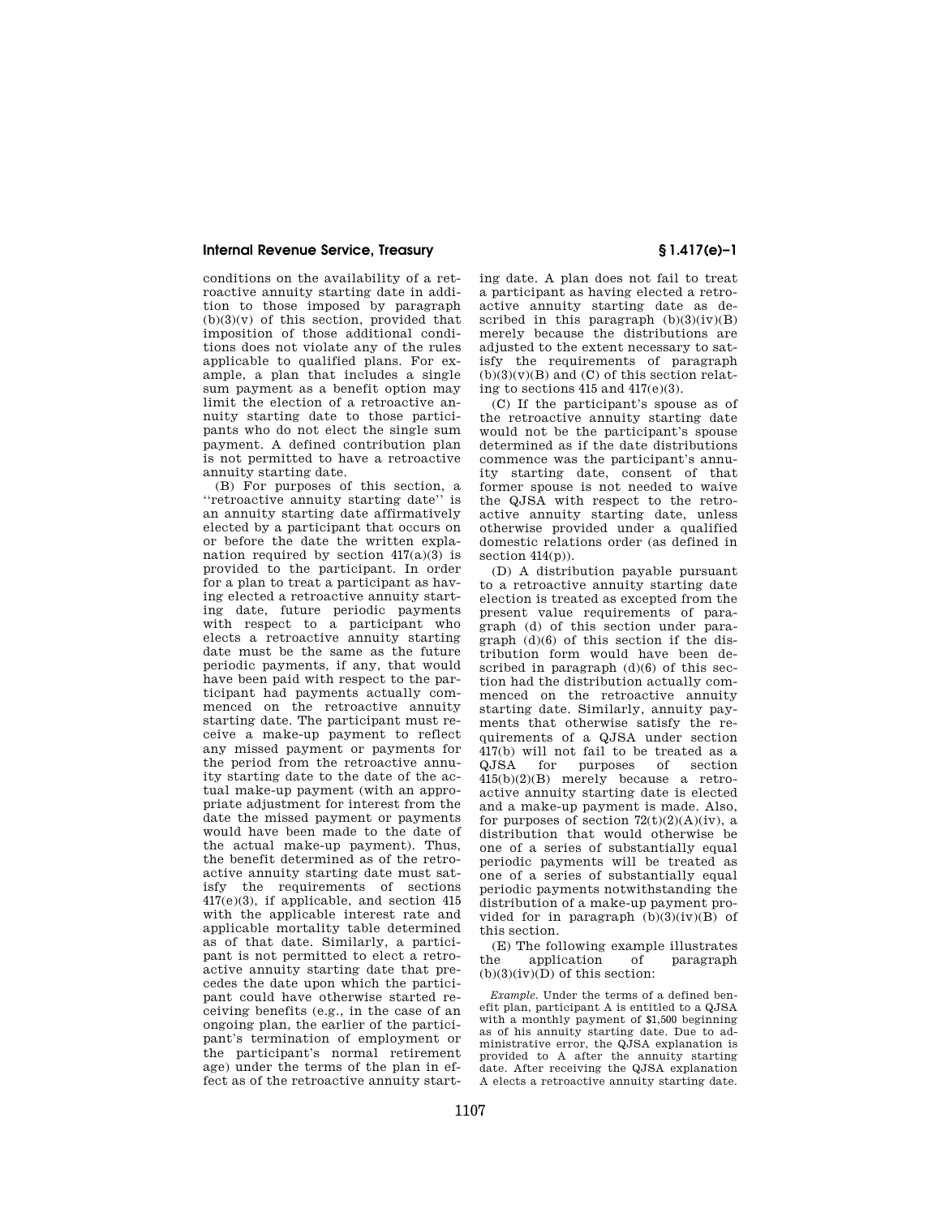conditions on the availability of a retroactive annuity starting date in addition to those imposed by paragraph (b)(3)(v) of this section, provided that imposition of those additional conditions does not violate any of the rules applicable to qualified plans. For example, a plan that includes a single sum payment as a benefit option may limit the election of a retroactive annuity starting date to those participants who do not elect the single sum payment. A defined contribution plan is not permitted to have a retroactive annuity starting date.

(B) For purposes of this section, a "retroactive annuity starting date" is an annuity starting date affirmatively elected by a participant that occurs on or before the date the written explanation required by section 417(a)(3) is provided to the participant. In order for a plan to treat a participant as having elected a retroactive annuity starting date, future periodic payments with respect to a participant who elects a retroactive annuity starting date must be the same as the future periodic payments, if any, that would have been paid with respect to the participant had payments actually commenced on the retroactive annuity starting date. The participant must receive a make-up payment to reflect any missed payment or payments for the period from the retroactive annuity starting date to the date of the actual make-up payment (with an appropriate adjustment for interest from the date the missed payment or payments would have been made to the date of the actual make-up payment). Thus, the benefit determined as of the retroactive annuity starting date must satisfy the requirements of sections 417(e)(3), if applicable, and section 415 with the applicable interest rate and applicable mortality table determined as of that date. Similarly, a participant is not permitted to elect a retroactive annuity starting date that precedes the date upon which the participant could have otherwise started receiving benefits (e.g., in the case of an ongoing plan, the earlier of the participant's termination of employment or the participant's normal retirement age) under the terms of the plan in effect as of the retroactive annuity starting date. A plan does not fail to treat a participant as having elected a retroactive annuity starting date as described in this paragraph (b)(3)(iv)(B) merely because the distributions are adjusted to the extent necessary to satisfy the requirements of paragraph (b)(3)(v)(B) and (C) of this section relating to sections 415 and 417(e)(3).

(C) If the participant's spouse as of the retroactive annuity starting date would not be the participant's spouse determined as if the date distributions commence was the participant's annuity starting date, consent of that former spouse is not needed to waive the QJSA with respect to the retroactive annuity starting date, unless otherwise provided under a qualified domestic relations order (as defined in section 414(p)).

(D) A distribution payable pursuant to a retroactive annuity starting date election is treated as excepted from the present value requirements of paragraph (d) of this section under paragraph (d)(6) of this section if the distribution form would have been described in paragraph (d)(6) of this section had the distribution actually commenced on the retroactive annuity starting date. Similarly, annuity payments that otherwise satisfy the requirements of a QJSA under section 417(b) will not fail to be treated as a QJSA for purposes of section 415(b)(2)(B) merely because a retroactive annuity starting date is elected and a make-up payment is made. Also, for purposes of section 72(t)(2)(A)(iv), a distribution that would otherwise be one of a series of substantially equal periodic payments will be treated as one of a series of substantially equal periodic payments notwithstanding the distribution of a make-up payment provided for in paragraph (b)(3)(iv)(B) of this section.

(E) The following example illustrates the application of paragraph (b)(3)(iv)(D) of this section:

*Example.* Under the terms of a defined benefit plan, participant A is entitled to a QJSA with a monthly payment of $1,500 beginning as of his annuity starting date. Due to administrative error, the QJSA explanation is provided to A after the annuity starting date. After receiving the QJSA explanation A elects a retroactive annuity starting date.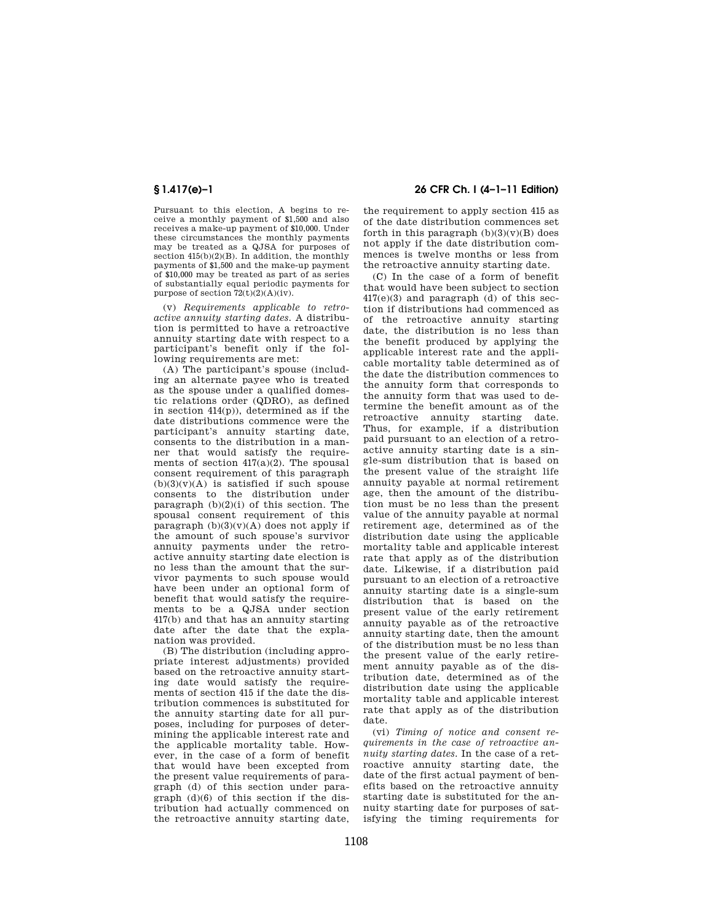Pursuant to this election, A begins to receive a monthly payment of $1,500 and also receives a make-up payment of $10,000. Under these circumstances the monthly payments may be treated as a QJSA for purposes of section 415(b)(2)(B). In addition, the monthly payments of $1,500 and the make-up payment of $10,000 may be treated as part of as series of substantially equal periodic payments for purpose of section 72(t)(2)(A)(iv).

(v) *Requirements applicable to retroactive annuity starting dates.* A distribution is permitted to have a retroactive annuity starting date with respect to a participant's benefit only if the following requirements are met:

(A) The participant's spouse (including an alternate payee who is treated as the spouse under a qualified domestic relations order (QDRO), as defined in section 414(p)), determined as if the date distributions commence were the participant's annuity starting date, consents to the distribution in a manner that would satisfy the requirements of section 417(a)(2). The spousal consent requirement of this paragraph (b)(3)(v)(A) is satisfied if such spouse consents to the distribution under paragraph (b)(2)(i) of this section. The spousal consent requirement of this paragraph (b)(3)(v)(A) does not apply if the amount of such spouse's survivor annuity payments under the retroactive annuity starting date election is no less than the amount that the survivor payments to such spouse would have been under an optional form of benefit that would satisfy the requirements to be a QJSA under section 417(b) and that has an annuity starting date after the date that the explanation was provided.

(B) The distribution (including appropriate interest adjustments) provided based on the retroactive annuity starting date would satisfy the requirements of section 415 if the date the distribution commences is substituted for the annuity starting date for all purposes, including for purposes of determining the applicable interest rate and the applicable mortality table. However, in the case of a form of benefit that would have been excepted from the present value requirements of paragraph (d) of this section under paragraph (d)(6) of this section if the distribution had actually commenced on the retroactive annuity starting date, the requirement to apply section 415 as of the date distribution commences set forth in this paragraph (b)(3)(v)(B) does not apply if the date distribution commences is twelve months or less from the retroactive annuity starting date.

(C) In the case of a form of benefit that would have been subject to section 417(e)(3) and paragraph (d) of this section if distributions had commenced as of the retroactive annuity starting date, the distribution is no less than the benefit produced by applying the applicable interest rate and the applicable mortality table determined as of the date the distribution commences to the annuity form that corresponds to the annuity form that was used to determine the benefit amount as of the retroactive annuity starting date. Thus, for example, if a distribution paid pursuant to an election of a retroactive annuity starting date is a single-sum distribution that is based on the present value of the straight life annuity payable at normal retirement age, then the amount of the distribution must be no less than the present value of the annuity payable at normal retirement age, determined as of the distribution date using the applicable mortality table and applicable interest rate that apply as of the distribution date. Likewise, if a distribution paid pursuant to an election of a retroactive annuity starting date is a single-sum distribution that is based on the present value of the early retirement annuity payable as of the retroactive annuity starting date, then the amount of the distribution must be no less than the present value of the early retirement annuity payable as of the distribution date, determined as of the distribution date using the applicable mortality table and applicable interest rate that apply as of the distribution date.

(vi) *Timing of notice and consent requirements in the case of retroactive annuity starting dates.* In the case of a retroactive annuity starting date, the date of the first actual payment of benefits based on the retroactive annuity starting date is substituted for the annuity starting date for purposes of satisfying the timing requirements for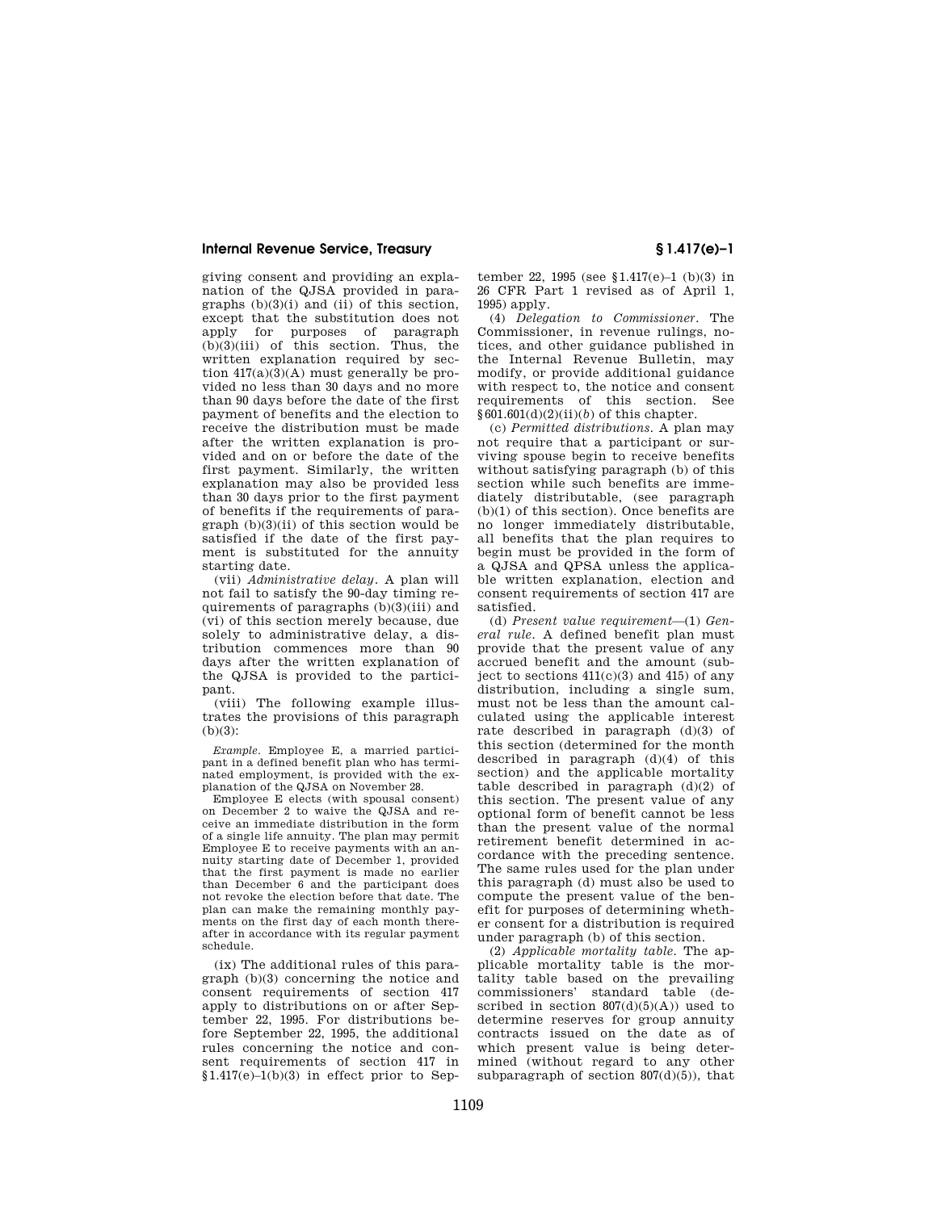giving consent and providing an explanation of the QJSA provided in paragraphs (b)(3)(i) and (ii) of this section, except that the substitution does not apply for purposes of paragraph (b)(3)(iii) of this section. Thus, the written explanation required by section 417(a)(3)(A) must generally be provided no less than 30 days and no more than 90 days before the date of the first payment of benefits and the election to receive the distribution must be made after the written explanation is provided and on or before the date of the first payment. Similarly, the written explanation may also be provided less than 30 days prior to the first payment of benefits if the requirements of paragraph (b)(3)(ii) of this section would be satisfied if the date of the first payment is substituted for the annuity starting date.

(vii) *Administrative delay*. A plan will not fail to satisfy the 90-day timing requirements of paragraphs (b)(3)(iii) and (vi) of this section merely because, due solely to administrative delay, a distribution commences more than 90 days after the written explanation of the QJSA is provided to the participant.

(viii) The following example illustrates the provisions of this paragraph (b)(3):

*Example*. Employee E, a married participant in a defined benefit plan who has terminated employment, is provided with the explanation of the QJSA on November 28.

Employee E elects (with spousal consent) on December 2 to waive the QJSA and receive an immediate distribution in the form of a single life annuity. The plan may permit Employee E to receive payments with an annuity starting date of December 1, provided that the first payment is made no earlier than December 6 and the participant does not revoke the election before that date. The plan can make the remaining monthly payments on the first day of each month thereafter in accordance with its regular payment schedule.

(ix) The additional rules of this paragraph (b)(3) concerning the notice and consent requirements of section 417 apply to distributions on or after September 22, 1995. For distributions before September 22, 1995, the additional rules concerning the notice and consent requirements of section 417 in §1.417(e)–1(b)(3) in effect prior to September 22, 1995 (see §1.417(e)–1 (b)(3) in 26 CFR Part 1 revised as of April 1, 1995) apply.

(4) *Delegation to Commissioner*. The Commissioner, in revenue rulings, notices, and other guidance published in the Internal Revenue Bulletin, may modify, or provide additional guidance with respect to, the notice and consent requirements of this section. See §601.601(d)(2)(ii)(*b*) of this chapter.

(c) *Permitted distributions*. A plan may not require that a participant or surviving spouse begin to receive benefits without satisfying paragraph (b) of this section while such benefits are immediately distributable, (see paragraph (b)(1) of this section). Once benefits are no longer immediately distributable, all benefits that the plan requires to begin must be provided in the form of a QJSA and QPSA unless the applicable written explanation, election and consent requirements of section 417 are satisfied.

(d) *Present value requirement*—(1) *General rule*. A defined benefit plan must provide that the present value of any accrued benefit and the amount (subject to sections 411(c)(3) and 415) of any distribution, including a single sum, must not be less than the amount calculated using the applicable interest rate described in paragraph (d)(3) of this section (determined for the month described in paragraph (d)(4) of this section) and the applicable mortality table described in paragraph (d)(2) of this section. The present value of any optional form of benefit cannot be less than the present value of the normal retirement benefit determined in accordance with the preceding sentence. The same rules used for the plan under this paragraph (d) must also be used to compute the present value of the benefit for purposes of determining whether consent for a distribution is required under paragraph (b) of this section.

(2) *Applicable mortality table*. The applicable mortality table is the mortality table based on the prevailing commissioners' standard table (described in section 807(d)(5)(A)) used to determine reserves for group annuity contracts issued on the date as of which present value is being determined (without regard to any other subparagraph of section 807(d)(5)), that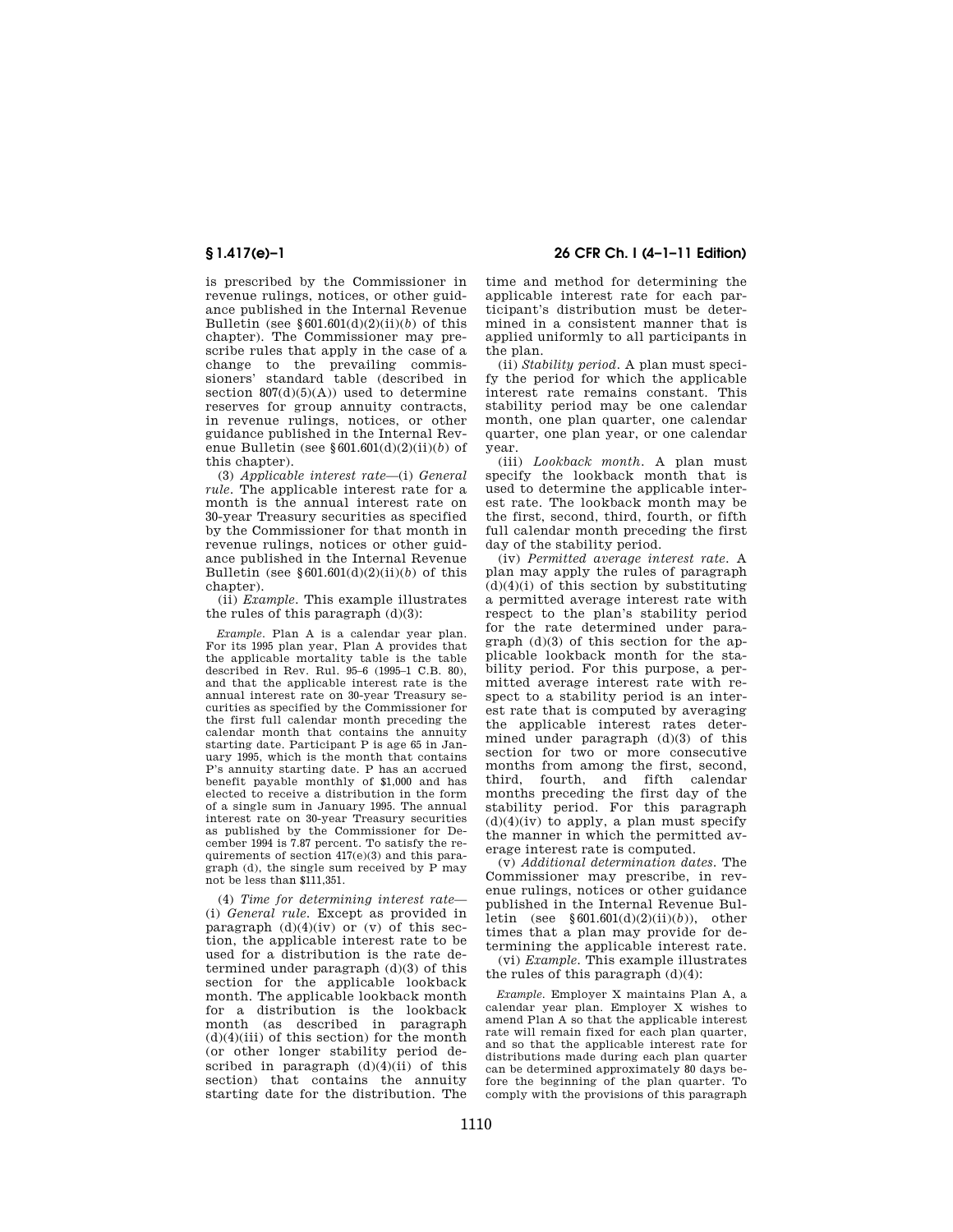is prescribed by the Commissioner in revenue rulings, notices, or other guidance published in the Internal Revenue Bulletin (see §601.601(d)(2)(ii)(*b*) of this chapter). The Commissioner may prescribe rules that apply in the case of a change to the prevailing commissioners' standard table (described in section 807(d)(5)(A)) used to determine reserves for group annuity contracts, in revenue rulings, notices, or other guidance published in the Internal Revenue Bulletin (see §601.601(d)(2)(ii)(*b*) of this chapter).

(3) *Applicable interest rate*—(i) *General rule.* The applicable interest rate for a month is the annual interest rate on 30-year Treasury securities as specified by the Commissioner for that month in revenue rulings, notices or other guidance published in the Internal Revenue Bulletin (see §601.601(d)(2)(ii)(*b*) of this chapter).

(ii) *Example.* This example illustrates the rules of this paragraph (d)(3):

*Example.* Plan A is a calendar year plan. For its 1995 plan year, Plan A provides that the applicable mortality table is the table described in Rev. Rul. 95–6 (1995–1 C.B. 80), and that the applicable interest rate is the annual interest rate on 30-year Treasury securities as specified by the Commissioner for the first full calendar month preceding the calendar month that contains the annuity starting date. Participant P is age 65 in January 1995, which is the month that contains P's annuity starting date. P has an accrued benefit payable monthly of $1,000 and has elected to receive a distribution in the form of a single sum in January 1995. The annual interest rate on 30-year Treasury securities as published by the Commissioner for December 1994 is 7.87 percent. To satisfy the requirements of section 417(e)(3) and this paragraph (d), the single sum received by P may not be less than $111,351.

(4) *Time for determining interest rate*—(i) *General rule.* Except as provided in paragraph (d)(4)(iv) or (v) of this section, the applicable interest rate to be used for a distribution is the rate determined under paragraph (d)(3) of this section for the applicable lookback month. The applicable lookback month for a distribution is the lookback month (as described in paragraph (d)(4)(iii) of this section) for the month (or other longer stability period described in paragraph (d)(4)(ii) of this section) that contains the annuity starting date for the distribution. The time and method for determining the applicable interest rate for each participant's distribution must be determined in a consistent manner that is applied uniformly to all participants in the plan.

(ii) *Stability period.* A plan must specify the period for which the applicable interest rate remains constant. This stability period may be one calendar month, one plan quarter, one calendar quarter, one plan year, or one calendar year.

(iii) *Lookback month.* A plan must specify the lookback month that is used to determine the applicable interest rate. The lookback month may be the first, second, third, fourth, or fifth full calendar month preceding the first day of the stability period.

(iv) *Permitted average interest rate.* A plan may apply the rules of paragraph (d)(4)(i) of this section by substituting a permitted average interest rate with respect to the plan's stability period for the rate determined under paragraph (d)(3) of this section for the applicable lookback month for the stability period. For this purpose, a permitted average interest rate with respect to a stability period is an interest rate that is computed by averaging the applicable interest rates determined under paragraph (d)(3) of this section for two or more consecutive months from among the first, second, third, fourth, and fifth calendar months preceding the first day of the stability period. For this paragraph (d)(4)(iv) to apply, a plan must specify the manner in which the permitted average interest rate is computed.

(v) *Additional determination dates.* The Commissioner may prescribe, in revenue rulings, notices or other guidance published in the Internal Revenue Bulletin (see §601.601(d)(2)(ii)(*b*)), other times that a plan may provide for determining the applicable interest rate.

(vi) *Example.* This example illustrates the rules of this paragraph (d)(4):

*Example.* Employer X maintains Plan A, a calendar year plan. Employer X wishes to amend Plan A so that the applicable interest rate will remain fixed for each plan quarter, and so that the applicable interest rate for distributions made during each plan quarter can be determined approximately 80 days before the beginning of the plan quarter. To comply with the provisions of this paragraph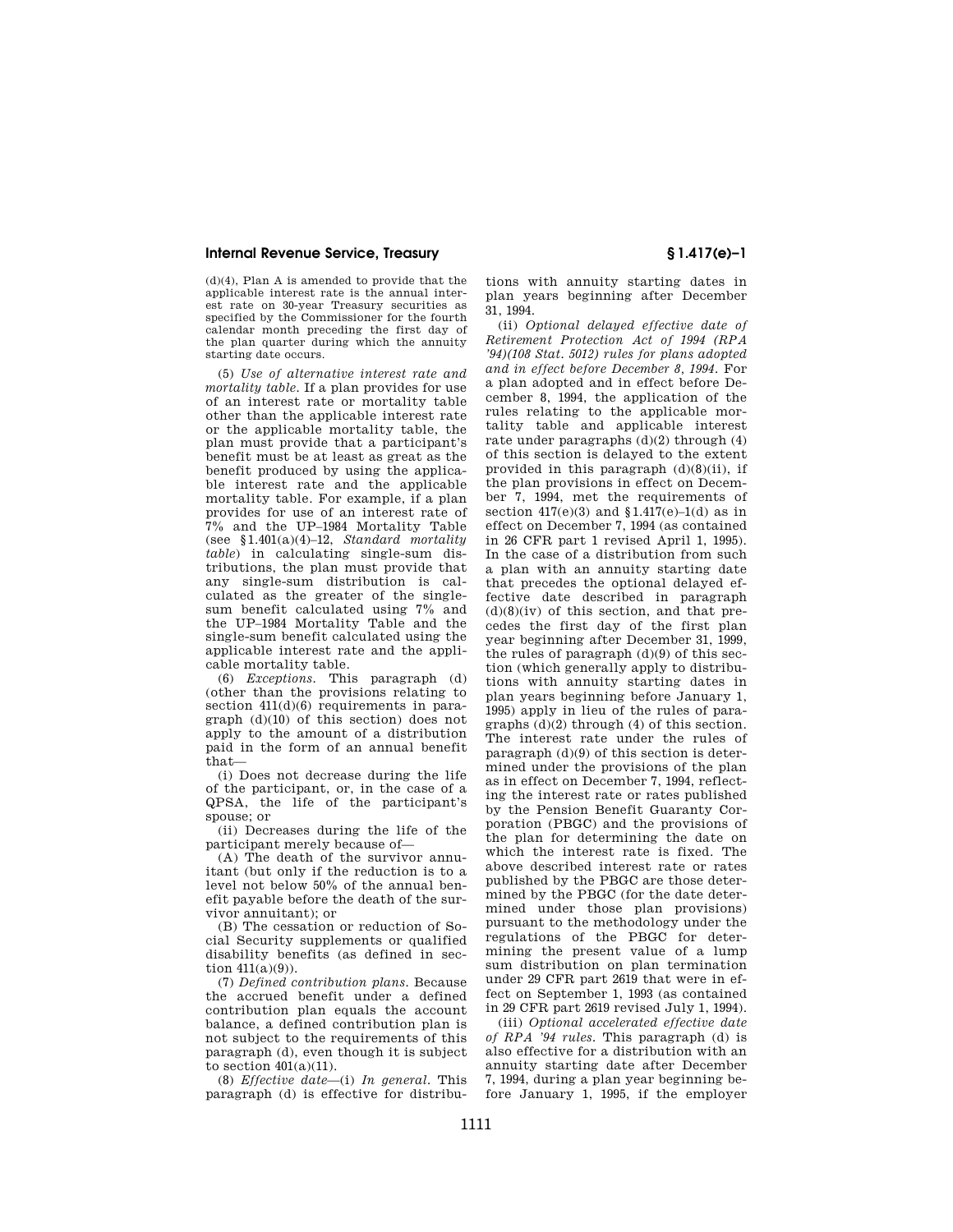(d)(4), Plan A is amended to provide that the applicable interest rate is the annual interest rate on 30-year Treasury securities as specified by the Commissioner for the fourth calendar month preceding the first day of the plan quarter during which the annuity starting date occurs.

(5) *Use of alternative interest rate and mortality table.* If a plan provides for use of an interest rate or mortality table other than the applicable interest rate or the applicable mortality table, the plan must provide that a participant's benefit must be at least as great as the benefit produced by using the applicable interest rate and the applicable mortality table. For example, if a plan provides for use of an interest rate of 7% and the UP–1984 Mortality Table (see §1.401(a)(4)–12, *Standard mortality table*) in calculating single-sum distributions, the plan must provide that any single-sum distribution is calculated as the greater of the single-sum benefit calculated using 7% and the UP–1984 Mortality Table and the single-sum benefit calculated using the applicable interest rate and the applicable mortality table.

(6) *Exceptions.* This paragraph (d) (other than the provisions relating to section 411(d)(6) requirements in paragraph (d)(10) of this section) does not apply to the amount of a distribution paid in the form of an annual benefit that—

(i) Does not decrease during the life of the participant, or, in the case of a QPSA, the life of the participant's spouse; or

(ii) Decreases during the life of the participant merely because of—

(A) The death of the survivor annuitant (but only if the reduction is to a level not below 50% of the annual benefit payable before the death of the survivor annuitant); or

(B) The cessation or reduction of Social Security supplements or qualified disability benefits (as defined in section 411(a)(9)).

(7) *Defined contribution plans.* Because the accrued benefit under a defined contribution plan equals the account balance, a defined contribution plan is not subject to the requirements of this paragraph (d), even though it is subject to section 401(a)(11).

(8) *Effective date*—(i) *In general.* This paragraph (d) is effective for distributions with annuity starting dates in plan years beginning after December 31, 1994.

(ii) *Optional delayed effective date of Retirement Protection Act of 1994 (RPA '94)(108 Stat. 5012) rules for plans adopted and in effect before December 8, 1994.* For a plan adopted and in effect before December 8, 1994, the application of the rules relating to the applicable mortality table and applicable interest rate under paragraphs (d)(2) through (4) of this section is delayed to the extent provided in this paragraph (d)(8)(ii), if the plan provisions in effect on December 7, 1994, met the requirements of section 417(e)(3) and §1.417(e)–1(d) as in effect on December 7, 1994 (as contained in 26 CFR part 1 revised April 1, 1995). In the case of a distribution from such a plan with an annuity starting date that precedes the optional delayed effective date described in paragraph (d)(8)(iv) of this section, and that precedes the first day of the first plan year beginning after December 31, 1999, the rules of paragraph (d)(9) of this section (which generally apply to distributions with annuity starting dates in plan years beginning before January 1, 1995) apply in lieu of the rules of paragraphs (d)(2) through (4) of this section. The interest rate under the rules of paragraph (d)(9) of this section is determined under the provisions of the plan as in effect on December 7, 1994, reflecting the interest rate or rates published by the Pension Benefit Guaranty Corporation (PBGC) and the provisions of the plan for determining the date on which the interest rate is fixed. The above described interest rate or rates published by the PBGC are those determined by the PBGC (for the date determined under those plan provisions) pursuant to the methodology under the regulations of the PBGC for determining the present value of a lump sum distribution on plan termination under 29 CFR part 2619 that were in effect on September 1, 1993 (as contained in 29 CFR part 2619 revised July 1, 1994).

(iii) *Optional accelerated effective date of RPA '94 rules.* This paragraph (d) is also effective for a distribution with an annuity starting date after December 7, 1994, during a plan year beginning before January 1, 1995, if the employer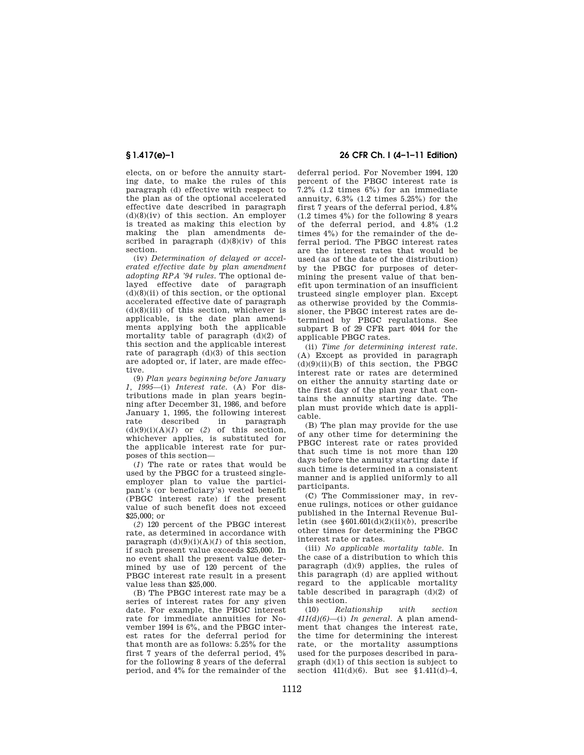elects, on or before the annuity starting date, to make the rules of this paragraph (d) effective with respect to the plan as of the optional accelerated effective date described in paragraph (d)(8)(iv) of this section. An employer is treated as making this election by making the plan amendments described in paragraph (d)(8)(iv) of this section.

(iv) *Determination of delayed or accelerated effective date by plan amendment adopting RPA '94 rules.* The optional delayed effective date of paragraph (d)(8)(ii) of this section, or the optional accelerated effective date of paragraph (d)(8)(iii) of this section, whichever is applicable, is the date plan amendments applying both the applicable mortality table of paragraph (d)(2) of this section and the applicable interest rate of paragraph (d)(3) of this section are adopted or, if later, are made effective.

(9) *Plan years beginning before January 1, 1995*—(i) *Interest rate.* (A) For distributions made in plan years beginning after December 31, 1986, and before January 1, 1995, the following interest rate described in paragraph (d)(9)(i)(A)(*1*) or (*2*) of this section, whichever applies, is substituted for the applicable interest rate for purposes of this section—

(*1*) The rate or rates that would be used by the PBGC for a trusteed single-employer plan to value the participant's (or beneficiary's) vested benefit (PBGC interest rate) if the present value of such benefit does not exceed $25,000; or

(*2*) 120 percent of the PBGC interest rate, as determined in accordance with paragraph (d)(9)(i)(A)(*1*) of this section, if such present value exceeds $25,000. In no event shall the present value determined by use of 120 percent of the PBGC interest rate result in a present value less than $25,000.

(B) The PBGC interest rate may be a series of interest rates for any given date. For example, the PBGC interest rate for immediate annuities for November 1994 is 6%, and the PBGC interest rates for the deferral period for that month are as follows: 5.25% for the first 7 years of the deferral period, 4% for the following 8 years of the deferral period, and 4% for the remainder of the deferral period. For November 1994, 120 percent of the PBGC interest rate is 7.2% (1.2 times 6%) for an immediate annuity, 6.3% (1.2 times 5.25%) for the first 7 years of the deferral period, 4.8% (1.2 times 4%) for the following 8 years of the deferral period, and 4.8% (1.2 times 4%) for the remainder of the deferral period. The PBGC interest rates are the interest rates that would be used (as of the date of the distribution) by the PBGC for purposes of determining the present value of that benefit upon termination of an insufficient trusteed single employer plan. Except as otherwise provided by the Commissioner, the PBGC interest rates are determined by PBGC regulations. See subpart B of 29 CFR part 4044 for the applicable PBGC rates.

(ii) *Time for determining interest rate.* (A) Except as provided in paragraph (d)(9)(ii)(B) of this section, the PBGC interest rate or rates are determined on either the annuity starting date or the first day of the plan year that contains the annuity starting date. The plan must provide which date is applicable.

(B) The plan may provide for the use of any other time for determining the PBGC interest rate or rates provided that such time is not more than 120 days before the annuity starting date if such time is determined in a consistent manner and is applied uniformly to all participants.

(C) The Commissioner may, in revenue rulings, notices or other guidance published in the Internal Revenue Bulletin (see §601.601(d)(2)(ii)(*b*), prescribe other times for determining the PBGC interest rate or rates.

(iii) *No applicable mortality table.* In the case of a distribution to which this paragraph (d)(9) applies, the rules of this paragraph (d) are applied without regard to the applicable mortality table described in paragraph (d)(2) of this section.

(10) *Relationship with section 411(d)(6)*—(i) *In general.* A plan amendment that changes the interest rate, the time for determining the interest rate, or the mortality assumptions used for the purposes described in paragraph (d)(1) of this section is subject to section 411(d)(6). But see §1.411(d)–4,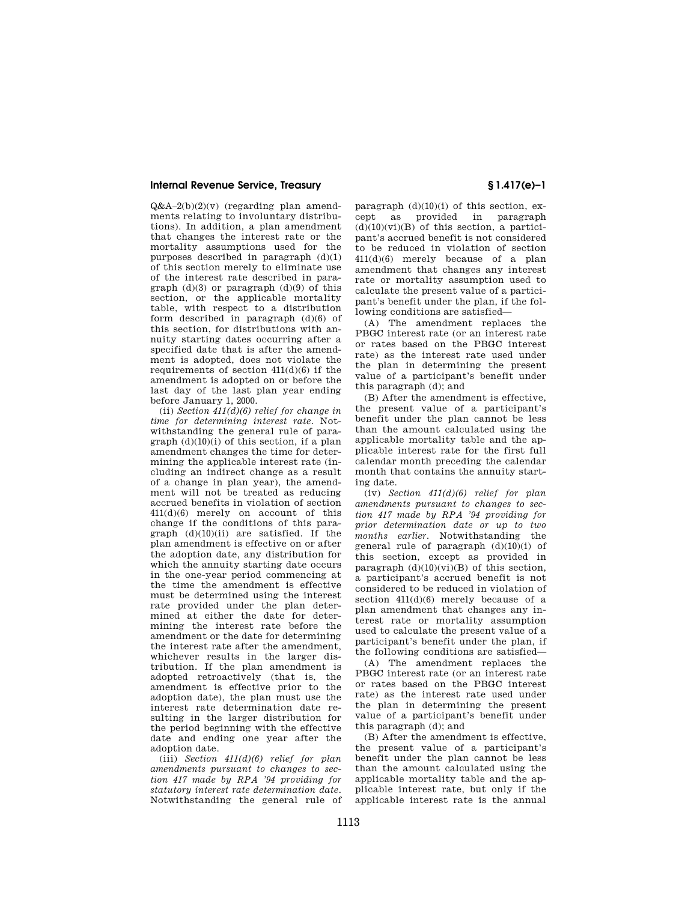Q&A–2(b)(2)(v) (regarding plan amendments relating to involuntary distributions). In addition, a plan amendment that changes the interest rate or the mortality assumptions used for the purposes described in paragraph (d)(1) of this section merely to eliminate use of the interest rate described in paragraph (d)(3) or paragraph (d)(9) of this section, or the applicable mortality table, with respect to a distribution form described in paragraph (d)(6) of this section, for distributions with annuity starting dates occurring after a specified date that is after the amendment is adopted, does not violate the requirements of section 411(d)(6) if the amendment is adopted on or before the last day of the last plan year ending before January 1, 2000.

(ii) *Section 411(d)(6) relief for change in time for determining interest rate.* Notwithstanding the general rule of paragraph (d)(10)(i) of this section, if a plan amendment changes the time for determining the applicable interest rate (including an indirect change as a result of a change in plan year), the amendment will not be treated as reducing accrued benefits in violation of section 411(d)(6) merely on account of this change if the conditions of this paragraph (d)(10)(ii) are satisfied. If the plan amendment is effective on or after the adoption date, any distribution for which the annuity starting date occurs in the one-year period commencing at the time the amendment is effective must be determined using the interest rate provided under the plan determined at either the date for determining the interest rate before the amendment or the date for determining the interest rate after the amendment, whichever results in the larger distribution. If the plan amendment is adopted retroactively (that is, the amendment is effective prior to the adoption date), the plan must use the interest rate determination date resulting in the larger distribution for the period beginning with the effective date and ending one year after the adoption date.

(iii) *Section 411(d)(6) relief for plan amendments pursuant to changes to section 417 made by RPA '94 providing for statutory interest rate determination date.* Notwithstanding the general rule of paragraph (d)(10)(i) of this section, except as provided in paragraph (d)(10)(vi)(B) of this section, a participant's accrued benefit is not considered to be reduced in violation of section 411(d)(6) merely because of a plan amendment that changes any interest rate or mortality assumption used to calculate the present value of a participant's benefit under the plan, if the following conditions are satisfied—

(A) The amendment replaces the PBGC interest rate (or an interest rate or rates based on the PBGC interest rate) as the interest rate used under the plan in determining the present value of a participant's benefit under this paragraph (d); and

(B) After the amendment is effective, the present value of a participant's benefit under the plan cannot be less than the amount calculated using the applicable mortality table and the applicable interest rate for the first full calendar month preceding the calendar month that contains the annuity starting date.

(iv) *Section 411(d)(6) relief for plan amendments pursuant to changes to section 417 made by RPA '94 providing for prior determination date or up to two months earlier.* Notwithstanding the general rule of paragraph (d)(10)(i) of this section, except as provided in paragraph (d)(10)(vi)(B) of this section, a participant's accrued benefit is not considered to be reduced in violation of section 411(d)(6) merely because of a plan amendment that changes any interest rate or mortality assumption used to calculate the present value of a participant's benefit under the plan, if the following conditions are satisfied—

(A) The amendment replaces the PBGC interest rate (or an interest rate or rates based on the PBGC interest rate) as the interest rate used under the plan in determining the present value of a participant's benefit under this paragraph (d); and

(B) After the amendment is effective, the present value of a participant's benefit under the plan cannot be less than the amount calculated using the applicable mortality table and the applicable interest rate, but only if the applicable interest rate is the annual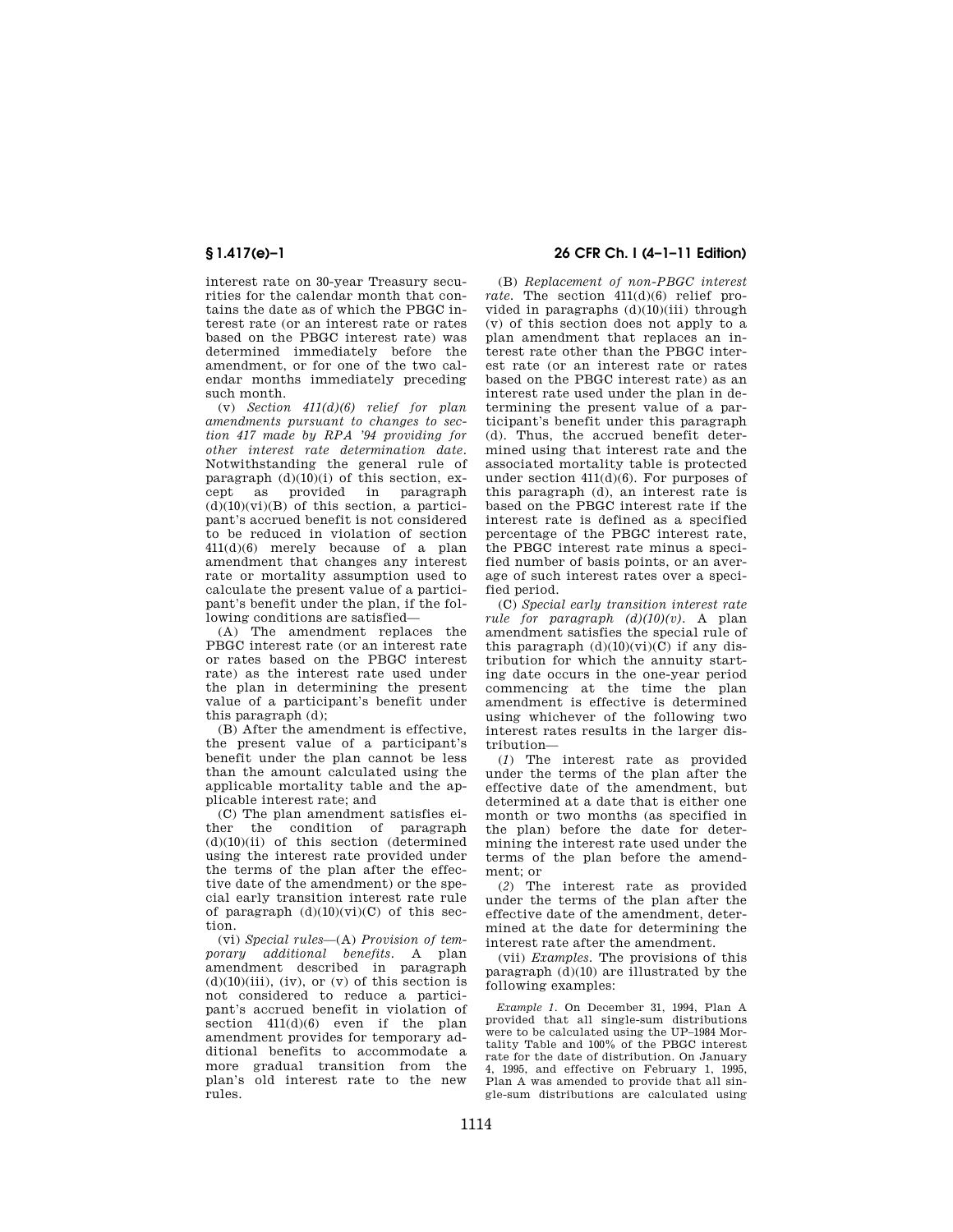interest rate on 30-year Treasury securities for the calendar month that contains the date as of which the PBGC interest rate (or an interest rate or rates based on the PBGC interest rate) was determined immediately before the amendment, or for one of the two calendar months immediately preceding such month.

(v) *Section 411(d)(6) relief for plan amendments pursuant to changes to section 417 made by RPA '94 providing for other interest rate determination date.* Notwithstanding the general rule of paragraph (d)(10)(i) of this section, except as provided in paragraph (d)(10)(vi)(B) of this section, a participant's accrued benefit is not considered to be reduced in violation of section 411(d)(6) merely because of a plan amendment that changes any interest rate or mortality assumption used to calculate the present value of a participant's benefit under the plan, if the following conditions are satisfied—

(A) The amendment replaces the PBGC interest rate (or an interest rate or rates based on the PBGC interest rate) as the interest rate used under the plan in determining the present value of a participant's benefit under this paragraph (d);

(B) After the amendment is effective, the present value of a participant's benefit under the plan cannot be less than the amount calculated using the applicable mortality table and the applicable interest rate; and

(C) The plan amendment satisfies either the condition of paragraph (d)(10)(ii) of this section (determined using the interest rate provided under the terms of the plan after the effective date of the amendment) or the special early transition interest rate rule of paragraph (d)(10)(vi)(C) of this section.

(vi) *Special rules*—(A) *Provision of temporary additional benefits.* A plan amendment described in paragraph (d)(10)(iii), (iv), or (v) of this section is not considered to reduce a participant's accrued benefit in violation of section 411(d)(6) even if the plan amendment provides for temporary additional benefits to accommodate a more gradual transition from the plan's old interest rate to the new rules.

(B) *Replacement of non-PBGC interest rate.* The section 411(d)(6) relief provided in paragraphs (d)(10)(iii) through (v) of this section does not apply to a plan amendment that replaces an interest rate other than the PBGC interest rate (or an interest rate or rates based on the PBGC interest rate) as an interest rate used under the plan in determining the present value of a participant's benefit under this paragraph (d). Thus, the accrued benefit determined using that interest rate and the associated mortality table is protected under section 411(d)(6). For purposes of this paragraph (d), an interest rate is based on the PBGC interest rate if the interest rate is defined as a specified percentage of the PBGC interest rate, the PBGC interest rate minus a specified number of basis points, or an average of such interest rates over a specified period.

(C) *Special early transition interest rate rule for paragraph (d)(10)(v).* A plan amendment satisfies the special rule of this paragraph (d)(10)(vi)(C) if any distribution for which the annuity starting date occurs in the one-year period commencing at the time the plan amendment is effective is determined using whichever of the following two interest rates results in the larger distribution—

(*1*) The interest rate as provided under the terms of the plan after the effective date of the amendment, but determined at a date that is either one month or two months (as specified in the plan) before the date for determining the interest rate used under the terms of the plan before the amendment; or

(*2*) The interest rate as provided under the terms of the plan after the effective date of the amendment, determined at the date for determining the interest rate after the amendment.

(vii) *Examples.* The provisions of this paragraph (d)(10) are illustrated by the following examples:

*Example 1.* On December 31, 1994, Plan A provided that all single-sum distributions were to be calculated using the UP–1984 Mortality Table and 100% of the PBGC interest rate for the date of distribution. On January 4, 1995, and effective on February 1, 1995, Plan A was amended to provide that all single-sum distributions are calculated using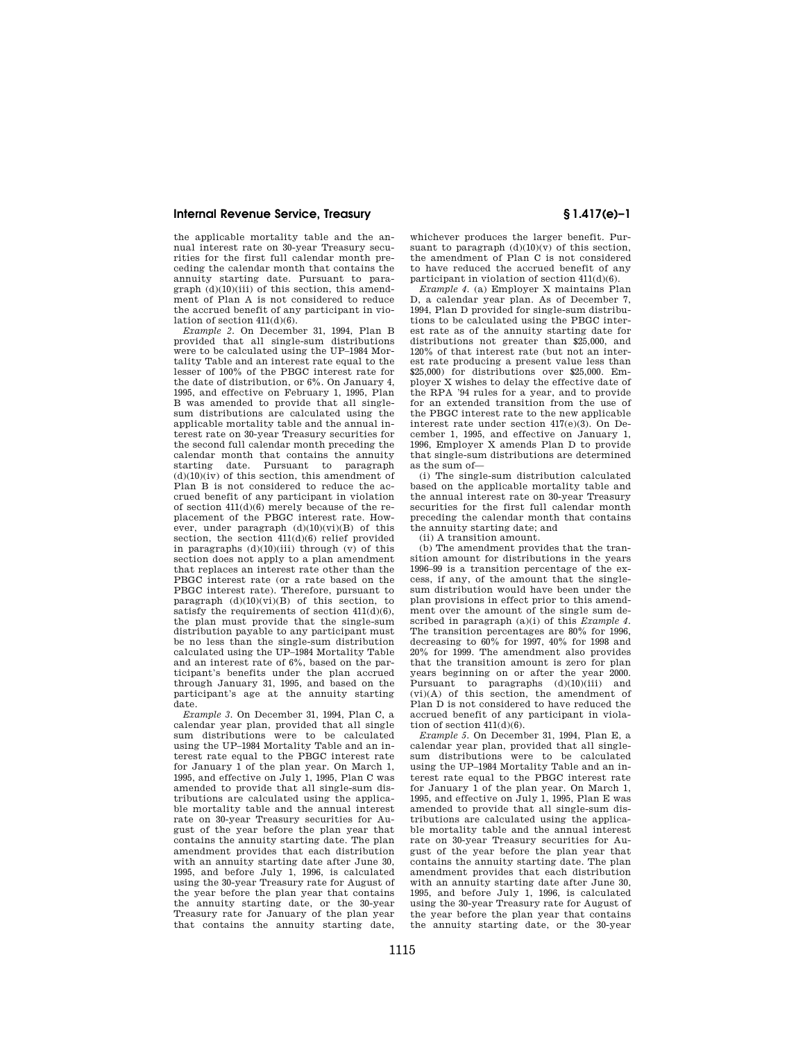the applicable mortality table and the annual interest rate on 30-year Treasury securities for the first full calendar month preceding the calendar month that contains the annuity starting date. Pursuant to paragraph (d)(10)(iii) of this section, this amendment of Plan A is not considered to reduce the accrued benefit of any participant in violation of section 411(d)(6).

*Example 2.* On December 31, 1994, Plan B provided that all single-sum distributions were to be calculated using the UP–1984 Mortality Table and an interest rate equal to the lesser of 100% of the PBGC interest rate for the date of distribution, or 6%. On January 4, 1995, and effective on February 1, 1995, Plan B was amended to provide that all single-sum distributions are calculated using the applicable mortality table and the annual interest rate on 30-year Treasury securities for the second full calendar month preceding the calendar month that contains the annuity starting date. Pursuant to paragraph (d)(10)(iv) of this section, this amendment of Plan B is not considered to reduce the accrued benefit of any participant in violation of section 411(d)(6) merely because of the replacement of the PBGC interest rate. However, under paragraph (d)(10)(vi)(B) of this section, the section 411(d)(6) relief provided in paragraphs (d)(10)(iii) through (v) of this section does not apply to a plan amendment that replaces an interest rate other than the PBGC interest rate (or a rate based on the PBGC interest rate). Therefore, pursuant to paragraph (d)(10)(vi)(B) of this section, to satisfy the requirements of section 411(d)(6), the plan must provide that the single-sum distribution payable to any participant must be no less than the single-sum distribution calculated using the UP–1984 Mortality Table and an interest rate of 6%, based on the participant's benefits under the plan accrued through January 31, 1995, and based on the participant's age at the annuity starting date.

*Example 3.* On December 31, 1994, Plan C, a calendar year plan, provided that all single sum distributions were to be calculated using the UP–1984 Mortality Table and an interest rate equal to the PBGC interest rate for January 1 of the plan year. On March 1, 1995, and effective on July 1, 1995, Plan C was amended to provide that all single-sum distributions are calculated using the applicable mortality table and the annual interest rate on 30-year Treasury securities for August of the year before the plan year that contains the annuity starting date. The plan amendment provides that each distribution with an annuity starting date after June 30, 1995, and before July 1, 1996, is calculated using the 30-year Treasury rate for August of the year before the plan year that contains the annuity starting date, or the 30-year Treasury rate for January of the plan year that contains the annuity starting date, whichever produces the larger benefit. Pursuant to paragraph (d)(10)(v) of this section, the amendment of Plan C is not considered to have reduced the accrued benefit of any participant in violation of section 411(d)(6).

*Example 4.* (a) Employer X maintains Plan D, a calendar year plan. As of December 7, 1994, Plan D provided for single-sum distributions to be calculated using the PBGC interest rate as of the annuity starting date for distributions not greater than $25,000, and 120% of that interest rate (but not an interest rate producing a present value less than $25,000) for distributions over $25,000. Employer X wishes to delay the effective date of the RPA '94 rules for a year, and to provide for an extended transition from the use of the PBGC interest rate to the new applicable interest rate under section 417(e)(3). On December 1, 1995, and effective on January 1, 1996, Employer X amends Plan D to provide that single-sum distributions are determined as the sum of—

(i) The single-sum distribution calculated based on the applicable mortality table and the annual interest rate on 30-year Treasury securities for the first full calendar month preceding the calendar month that contains the annuity starting date; and

(ii) A transition amount.

(b) The amendment provides that the transition amount for distributions in the years 1996–99 is a transition percentage of the excess, if any, of the amount that the single-sum distribution would have been under the plan provisions in effect prior to this amendment over the amount of the single sum described in paragraph (a)(i) of this *Example 4*. The transition percentages are 80% for 1996, decreasing to 60% for 1997, 40% for 1998 and 20% for 1999. The amendment also provides that the transition amount is zero for plan years beginning on or after the year 2000. Pursuant to paragraphs (d)(10)(iii) and (vi)(A) of this section, the amendment of Plan D is not considered to have reduced the accrued benefit of any participant in violation of section 411(d)(6).

*Example 5.* On December 31, 1994, Plan E, a calendar year plan, provided that all single-sum distributions were to be calculated using the UP–1984 Mortality Table and an interest rate equal to the PBGC interest rate for January 1 of the plan year. On March 1, 1995, and effective on July 1, 1995, Plan E was amended to provide that all single-sum distributions are calculated using the applicable mortality table and the annual interest rate on 30-year Treasury securities for August of the year before the plan year that contains the annuity starting date. The plan amendment provides that each distribution with an annuity starting date after June 30, 1995, and before July 1, 1996, is calculated using the 30-year Treasury rate for August of the year before the plan year that contains the annuity starting date, or the 30-year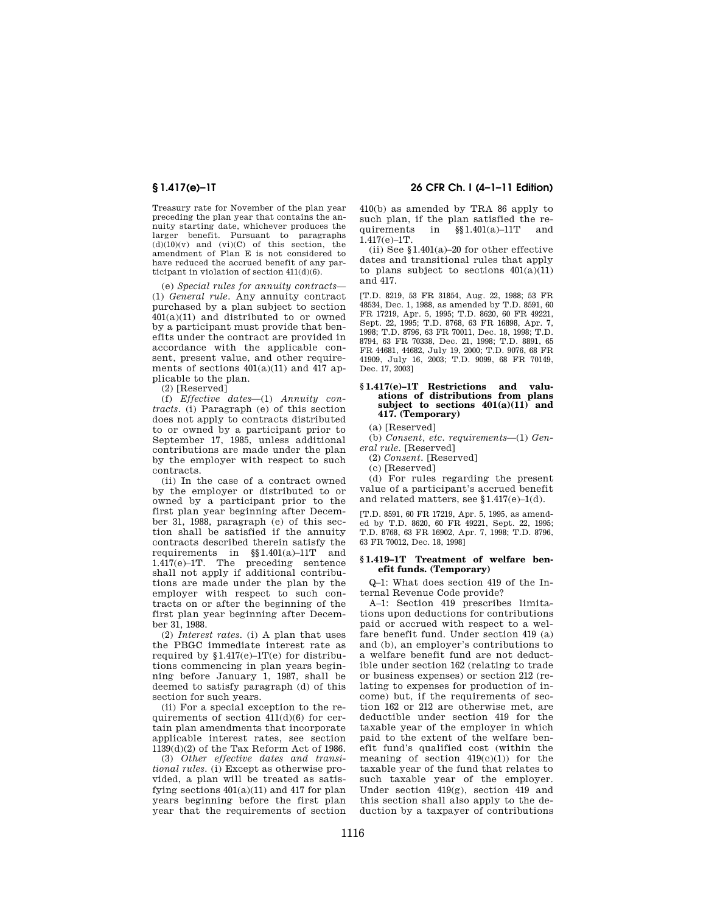Treasury rate for November of the plan year preceding the plan year that contains the annuity starting date, whichever produces the larger benefit. Pursuant to paragraphs (d)(10)(v) and (vi)(C) of this section, the amendment of Plan E is not considered to have reduced the accrued benefit of any participant in violation of section 411(d)(6).

(e) *Special rules for annuity contracts*—(1) *General rule.* Any annuity contract purchased by a plan subject to section 401(a)(11) and distributed to or owned by a participant must provide that benefits under the contract are provided in accordance with the applicable consent, present value, and other requirements of sections 401(a)(11) and 417 applicable to the plan.

(2) [Reserved]

(f) *Effective dates*—(1) *Annuity contracts.* (i) Paragraph (e) of this section does not apply to contracts distributed to or owned by a participant prior to September 17, 1985, unless additional contributions are made under the plan by the employer with respect to such contracts.

(ii) In the case of a contract owned by the employer or distributed to or owned by a participant prior to the first plan year beginning after December 31, 1988, paragraph (e) of this section shall be satisfied if the annuity contracts described therein satisfy the requirements in §§1.401(a)–11T and 1.417(e)–1T. The preceding sentence shall not apply if additional contributions are made under the plan by the employer with respect to such contracts on or after the beginning of the first plan year beginning after December 31, 1988.

(2) *Interest rates.* (i) A plan that uses the PBGC immediate interest rate as required by §1.417(e)–1T(e) for distributions commencing in plan years beginning before January 1, 1987, shall be deemed to satisfy paragraph (d) of this section for such years.

(ii) For a special exception to the requirements of section 411(d)(6) for certain plan amendments that incorporate applicable interest rates, see section 1139(d)(2) of the Tax Reform Act of 1986.

(3) *Other effective dates and transitional rules.* (i) Except as otherwise provided, a plan will be treated as satisfying sections 401(a)(11) and 417 for plan years beginning before the first plan year that the requirements of section 410(b) as amended by TRA 86 apply to such plan, if the plan satisfied the requirements in §§1.401(a)–11T and 1.417(e)–1T.

(ii) See §1.401(a)–20 for other effective dates and transitional rules that apply to plans subject to sections 401(a)(11) and 417.

[T.D. 8219, 53 FR 31854, Aug. 22, 1988; 53 FR 48534, Dec. 1, 1988, as amended by T.D. 8591, 60 FR 17219, Apr. 5, 1995; T.D. 8620, 60 FR 49221, Sept. 22, 1995; T.D. 8768, 63 FR 16898, Apr. 7, 1998; T.D. 8796, 63 FR 70011, Dec. 18, 1998; T.D. 8794, 63 FR 70338, Dec. 21, 1998; T.D. 8891, 65 FR 44681, 44682, July 19, 2000; T.D. 9076, 68 FR 41909, July 16, 2003; T.D. 9099, 68 FR 70149, Dec. 17, 2003]

## §1.417(e)–1T Restrictions and valuations of distributions from plans subject to sections 401(a)(11) and 417. (Temporary)

(a) [Reserved]

(b) *Consent, etc. requirements*—(1) *General rule.* [Reserved]

(2) *Consent.* [Reserved]

(c) [Reserved]

(d) For rules regarding the present value of a participant's accrued benefit and related matters, see §1.417(e)–1(d).

[T.D. 8591, 60 FR 17219, Apr. 5, 1995, as amended by T.D. 8620, 60 FR 49221, Sept. 22, 1995; T.D. 8768, 63 FR 16902, Apr. 7, 1998; T.D. 8796, 63 FR 70012, Dec. 18, 1998]

## §1.419–1T Treatment of welfare benefit funds. (Temporary)

Q–1: What does section 419 of the Internal Revenue Code provide?

A–1: Section 419 prescribes limitations upon deductions for contributions paid or accrued with respect to a welfare benefit fund. Under section 419 (a) and (b), an employer's contributions to a welfare benefit fund are not deductible under section 162 (relating to trade or business expenses) or section 212 (relating to expenses for production of income) but, if the requirements of section 162 or 212 are otherwise met, are deductible under section 419 for the taxable year of the employer in which paid to the extent of the welfare benefit fund's qualified cost (within the meaning of section 419(c)(1)) for the taxable year of the fund that relates to such taxable year of the employer. Under section 419(g), section 419 and this section shall also apply to the deduction by a taxpayer of contributions